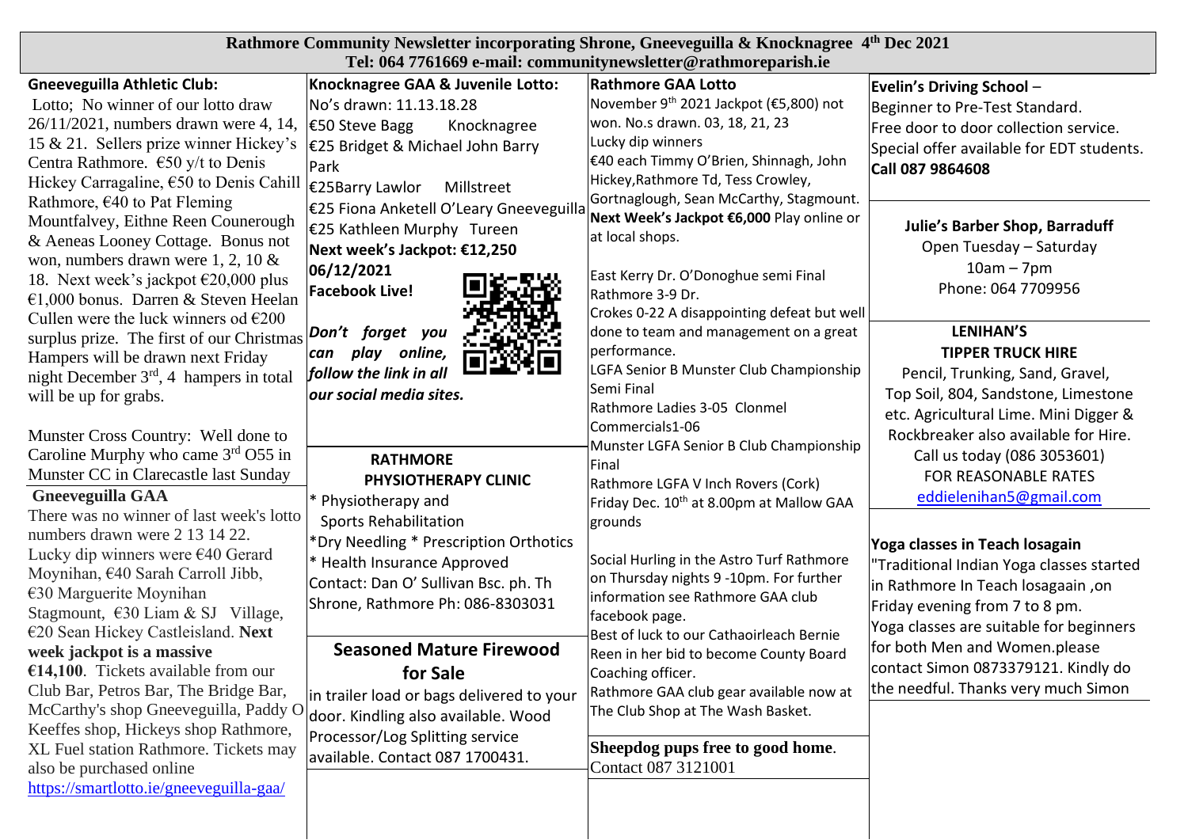# Rathmore Community Newsletter incorporating Shrone, Gneeveguilla & Knocknagree 4th Dec 2021

**Tel: 064 7761669 e-mail: communitynewsletter@rathmoreparish.ie**

## Gneeveguilla Athletic Club:

Lotto; No winner of our lotto draw 26/11/2021, numbers drawn were 4, 14, 15 & 21. Sellers prize winner Hickey's Centra Rathmore. €50 y/t to Denis Hickey Carragaline, €50 to Denis Cahill Rathmore, €40 to Pat Fleming Mountfalvey, Eithne Reen Counerough & Aeneas Looney Cottage. Bonus not won, numbers drawn were 1, 2, 10 & 18. Next week's jackpot €20,000 plus €1,000 bonus. Darren & Steven Heelan Cullen were the luck winners od €200 surplus prize. The first of our Christmas Hampers will be drawn next Friday night December 3rd, 4 hampers in total will be up for grabs.

Munster Cross Country: Well done to Caroline Murphy who came 3rd O55 in Munster CC in Clarecastle last Sunday

## Gneeveguilla GAA

There was no winner of last week's lotto numbers drawn were 2 13 14 22. Lucky dip winners were €40 Gerard Moynihan, €40 Sarah Carroll Jibb, €30 Marguerite Moynihan Stagmount, €30 Liam & SJ Village, €20 Sean Hickey Castleisland. **Next week jackpot is a massive €14,100**. Tickets available from our Club Bar, Petros Bar, The Bridge Bar, McCarthy's shop Gneeveguilla, Paddy O Keeffes shop, Hickeys shop Rathmore, XL Fuel station Rathmore. Tickets may also be purchased online https://smartlotto.ie/gneeveguilla-gaa/

## Knocknagree GAA & Juvenile Lotto:

No's drawn: 11.13.18.28

€50 Steve Bagg Knocknagree

€25 Bridget & Michael John Barry Park

€25Barry Lawlor Millstreet

€25 Fiona Anketell O'Leary Gneeveguilla

€25 Kathleen Murphy Tureen

**Next week's Jackpot: €12,250**

**06/12/2021**

**Facebook Live!**

***Don't forget you can play online, follow the link in all our social media sites.***

## RATHMORE PHYSIOTHERAPY CLINIC

- Physiotherapy and Sports Rehabilitation
- Dry Needling
- Prescription Orthotics
- Health Insurance Approved

Contact: Dan O' Sullivan Bsc. ph. Th Shrone, Rathmore Ph: 086-8303031

## Seasoned Mature Firewood for Sale

in trailer load or bags delivered to your door. Kindling also available. Wood Processor/Log Splitting service available. Contact 087 1700431.

## Rathmore GAA Lotto

November 9th 2021 Jackpot (€5,800) not won. No.s drawn. 03, 18, 21, 23

Lucky dip winners

€40 each Timmy O'Brien, Shinnagh, John Hickey,Rathmore Td, Tess Crowley, Gortnaglough, Sean McCarthy, Stagmount.

**Next Week's Jackpot €6,000** Play online or at local shops.

East Kerry Dr. O'Donoghue semi Final

Rathmore 3-9 Dr.

Crokes 0-22 A disappointing defeat but well done to team and management on a great performance.

LGFA Senior B Munster Club Championship Semi Final

Rathmore Ladies 3-05 Clonmel Commercials1-06

Munster LGFA Senior B Club Championship Final

Rathmore LGFA V Inch Rovers (Cork) Friday Dec. 10th at 8.00pm at Mallow GAA grounds

Social Hurling in the Astro Turf Rathmore on Thursday nights 9 -10pm. For further information see Rathmore GAA club facebook page.

Best of luck to our Cathaoirleach Bernie Reen in her bid to become County Board Coaching officer.

Rathmore GAA club gear available now at The Club Shop at The Wash Basket.

**Sheepdog pups free to good home**. Contact 087 3121001

## Evelin's Driving School –

Beginner to Pre-Test Standard.

Free door to door collection service.

Special offer available for EDT students.

**Call 087 9864608**

## Julie's Barber Shop, Barraduff

Open Tuesday – Saturday

10am – 7pm

Phone: 064 7709956

## LENIHAN'S TIPPER TRUCK HIRE

Pencil, Trunking, Sand, Gravel, Top Soil, 804, Sandstone, Limestone etc. Agricultural Lime. Mini Digger & Rockbreaker also available for Hire.

Call us today (086 3053601)

FOR REASONABLE RATES

eddielenihan5@gmail.com

## Yoga classes in Teach Iosagain

"Traditional Indian Yoga classes started in Rathmore In Teach Iosagaain ,on Friday evening from 7 to 8 pm. Yoga classes are suitable for beginners for both Men and Women.please contact Simon 0873379121. Kindly do the needful. Thanks very much Simon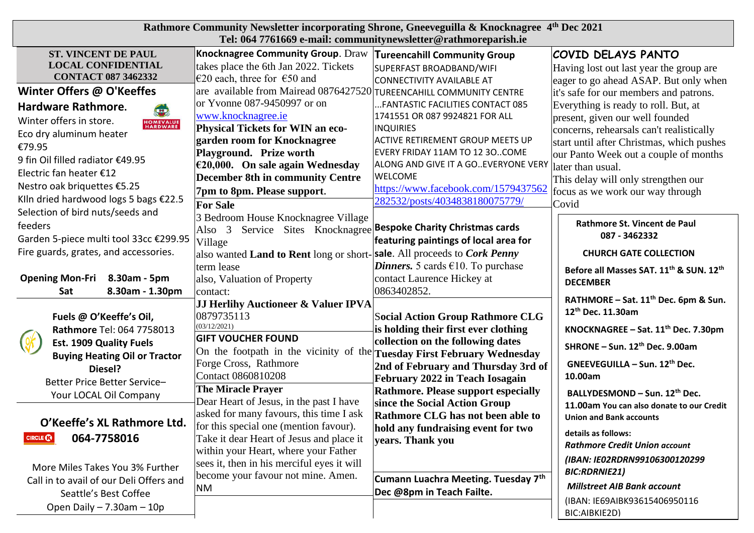# Rathmore Community Newsletter incorporating Shrone, Gneeveguilla & Knocknagree 4th Dec 2021

**Tel: 064 7761669 e-mail: communitynewsletter@rathmoreparish.ie**

**ST. VINCENT DE PAUL LOCAL CONFIDENTIAL CONTACT 087 3462332**

## Winter Offers @ O'Keeffes Hardware Rathmore.

Winter offers in store.
Eco dry aluminum heater €79.95
9 fin Oil filled radiator €49.95
Electric fan heater €12
Nestro oak briquettes €5.25
Klln dried hardwood logs 5 bags €22.5
Selection of bird nuts/seeds and feeders
Garden 5-piece multi tool 33cc €299.95
Fire guards, grates, and accessories.

**Opening Mon-Fri 8.30am - 5pm**
**Sat 8.30am - 1.30pm**

**Fuels @ O'Keeffe's Oil, Rathmore** Tel: 064 7758013
**Est. 1909 Quality Fuels**
**Buying Heating Oil or Tractor Diesel?**
Better Price Better Service–
Your LOCAL Oil Company

**O'Keeffe's XL Rathmore Ltd. 064-7758016**

More Miles Takes You 3% Further
Call in to avail of our Deli Offers and Seattle's Best Coffee
Open Daily – 7.30am – 10p

**Knocknagree Community Group**. Draw takes place the 6th Jan 2022. Tickets €20 each, three for €50 and are available from Mairead 0876427520 or Yvonne 087-9450997 or on www.knocknagree.ie
**Physical Tickets for WIN an eco-garden room for Knocknagree Playground. Prize worth €20,000. On sale again Wednesday December 8th in community Centre 7pm to 8pm. Please support.**

**For Sale**
3 Bedroom House Knocknagree Village
Also 3 Service Sites Knocknagree Village
also wanted **Land to Rent** long or short-term lease
also, Valuation of Property
contact:
**JJ Herlihy Auctioneer & Valuer IPVA**
0879735113
(03/12/2021)

**GIFT VOUCHER FOUND**
On the footpath in the vicinity of the Forge Cross, Rathmore
Contact 0860810208

**The Miracle Prayer**
Dear Heart of Jesus, in the past I have asked for many favours, this time I ask for this special one (mention favour). Take it dear Heart of Jesus and place it within your Heart, where your Father sees it, then in his merciful eyes it will become your favour not mine. Amen.
NM

**Tureencahill Community Group**
SUPERFAST BROADBAND/WIFI CONNECTIVITY AVAILABLE AT TUREENCAHILL COMMUNITY CENTRE ...FANTASTIC FACILITIES CONTACT 085 1741551 OR 087 9924821 FOR ALL INQUIRIES
ACTIVE RETIREMENT GROUP MEETS UP EVERY FRIDAY 11AM TO 12 3O..COME ALONG AND GIVE IT A GO..EVERYONE VERY WELCOME
https://www.facebook.com/1579437562282532/posts/4034838180075779/

**Bespoke Charity Christmas cards featuring paintings of local area for sale**. All proceeds to ***Cork Penny Dinners.*** 5 cards €10. To purchase contact Laurence Hickey at 0863402852.

**Social Action Group Rathmore CLG is holding their first ever clothing collection on the following dates Tuesday First February Wednesday 2nd of February and Thursday 3rd of February 2022 in Teach Iosagain Rathmore. Please support especially since the Social Action Group Rathmore CLG has not been able to hold any fundraising event for two years. Thank you**

**Cumann Luachra Meeting. Tuesday 7th Dec @8pm in Teach Failte.**

## COVID DELAYS PANTO

Having lost out last year the group are eager to go ahead ASAP. But only when it's safe for our members and patrons. Everything is ready to roll. But, at present, given our well founded concerns, rehearsals can't realistically start until after Christmas, which pushes our Panto Week out a couple of months later than usual.
This delay will only strengthen our focus as we work our way through Covid

**Rathmore St. Vincent de Paul 087 - 3462332**

**CHURCH GATE COLLECTION**

**Before all Masses SAT. 11th & SUN. 12th DECEMBER**

**RATHMORE – Sat. 11th Dec. 6pm & Sun. 12th Dec. 11.30am**

**KNOCKNAGREE – Sat. 11th Dec. 7.30pm**

**SHRONE – Sun. 12th Dec. 9.00am**

**GNEEVEGUILLA – Sun. 12th Dec. 10.00am**

**BALLYDESMOND – Sun. 12th Dec. 11.00am You can also donate to our Credit Union and Bank accounts**

**details as follows:**
***Rathmore Credit Union account***
***(IBAN: IE02RDRN99106300120299 BIC:RDRNIE21)***
***Millstreet AIB Bank account***
(IBAN: IE69AIBK93615406950116 BIC:AIBKIE2D)